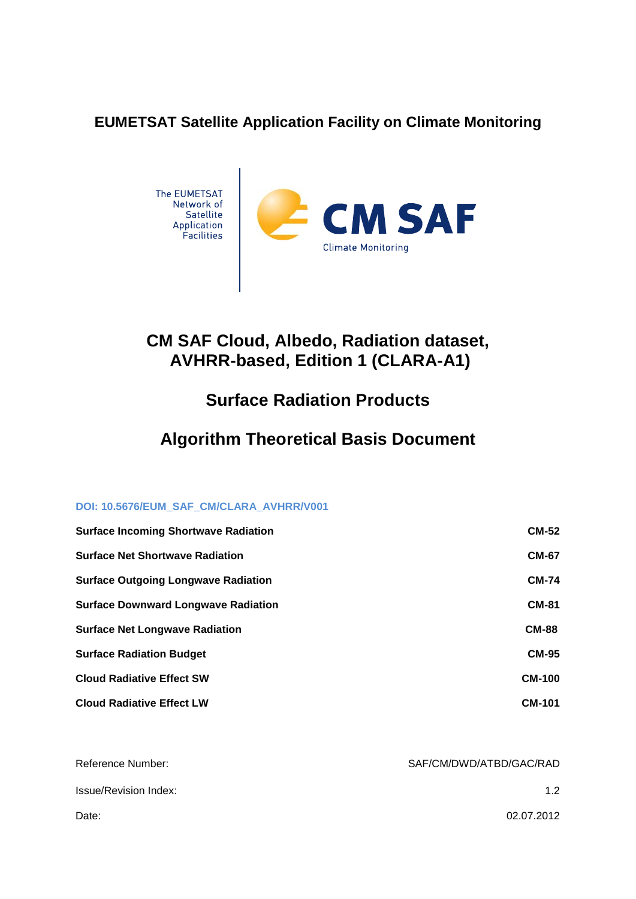**EUMETSAT Satellite Application Facility on Climate Monitoring**

The EUMETSAT Network of Satellite Application Facilities

CM SAF Climate Monitoring

# CM SAF Cloud, Albedo, Radiation dataset, AVHRR-based, Edition 1 (CLARA-A1)

## Surface Radiation Products

## Algorithm Theoretical Basis Document

**DOI: 10.5676/EUM_SAF_CM/CLARA_AVHRR/V001**

| | |
|---|---|
| **Surface Incoming Shortwave Radiation** | **CM-52** |
| **Surface Net Shortwave Radiation** | **CM-67** |
| **Surface Outgoing Longwave Radiation** | **CM-74** |
| **Surface Downward Longwave Radiation** | **CM-81** |
| **Surface Net Longwave Radiation** | **CM-88** |
| **Surface Radiation Budget** | **CM-95** |
| **Cloud Radiative Effect SW** | **CM-100** |
| **Cloud Radiative Effect LW** | **CM-101** |

| | |
|---|---|
| Reference Number: | SAF/CM/DWD/ATBD/GAC/RAD |
| Issue/Revision Index: | 1.2 |
| Date: | 02.07.2012 |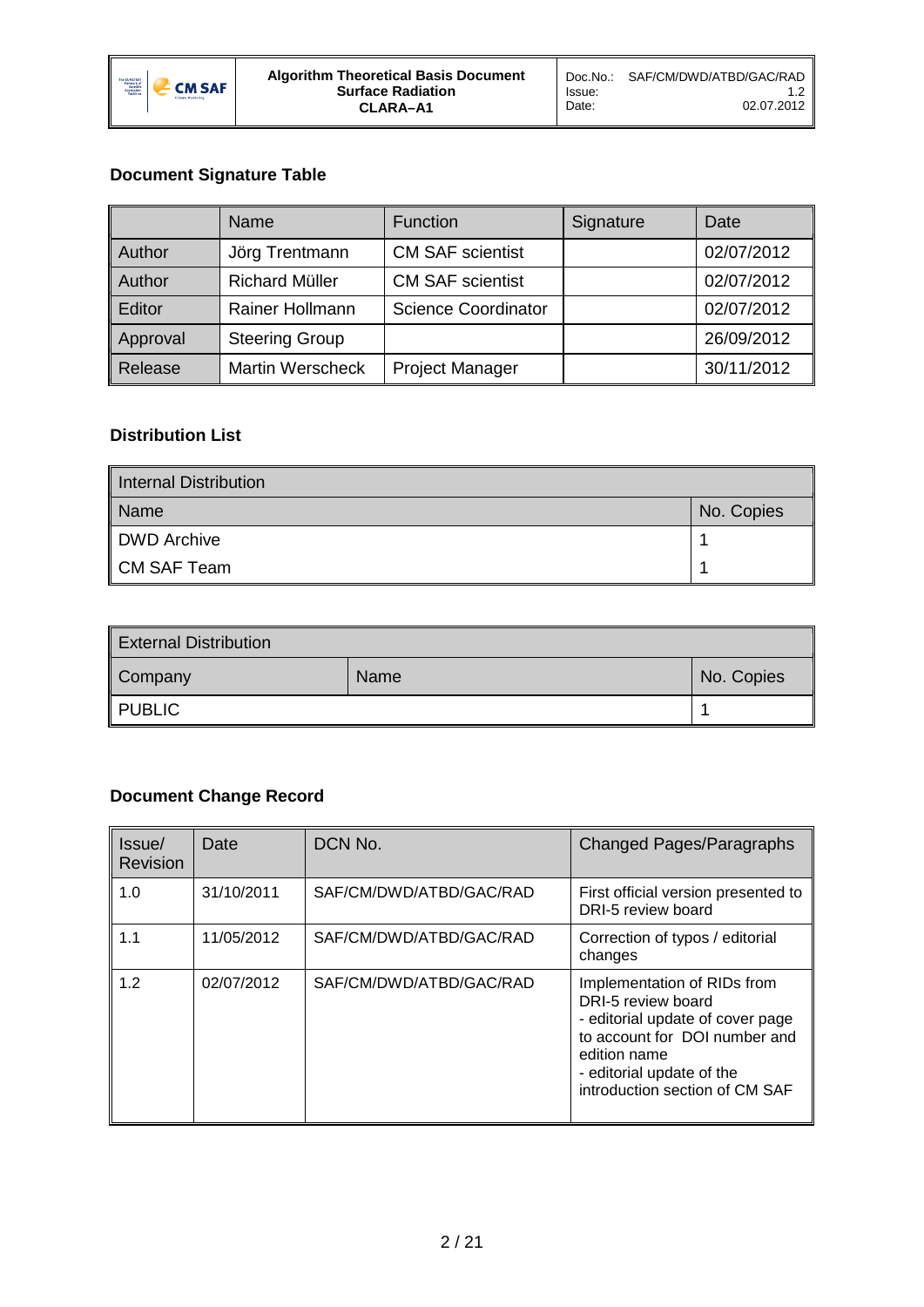## Document Signature Table

| | Name | Function | Signature | Date |
|---|---|---|---|---|
| Author | Jörg Trentmann | CM SAF scientist | | 02/07/2012 |
| Author | Richard Müller | CM SAF scientist | | 02/07/2012 |
| Editor | Rainer Hollmann | Science Coordinator | | 02/07/2012 |
| Approval | Steering Group | | | 26/09/2012 |
| Release | Martin Werscheck | Project Manager | | 30/11/2012 |

## Distribution List

| Internal Distribution | |
|---|---|
| Name | No. Copies |
| DWD Archive | 1 |
| CM SAF Team | 1 |

| External Distribution | | |
|---|---|---|
| Company | Name | No. Copies |
| PUBLIC | | 1 |

## Document Change Record

| Issue/ Revision | Date | DCN No. | Changed Pages/Paragraphs |
|---|---|---|---|
| 1.0 | 31/10/2011 | SAF/CM/DWD/ATBD/GAC/RAD | First official version presented to DRI-5 review board |
| 1.1 | 11/05/2012 | SAF/CM/DWD/ATBD/GAC/RAD | Correction of typos / editorial changes |
| 1.2 | 02/07/2012 | SAF/CM/DWD/ATBD/GAC/RAD | Implementation of RIDs from DRI-5 review board<br>- editorial update of cover page to account for DOI number and edition name<br>- editorial update of the introduction section of CM SAF |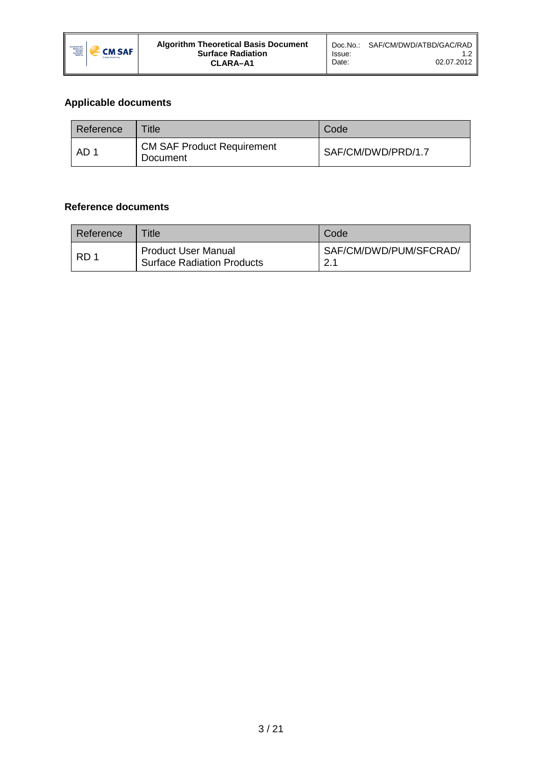### Applicable documents

| Reference | Title | Code |
|---|---|---|
| AD 1 | CM SAF Product Requirement Document | SAF/CM/DWD/PRD/1.7 |

### Reference documents

| Reference | Title | Code |
|---|---|---|
| RD 1 | Product User Manual Surface Radiation Products | SAF/CM/DWD/PUM/SFCRAD/ 2.1 |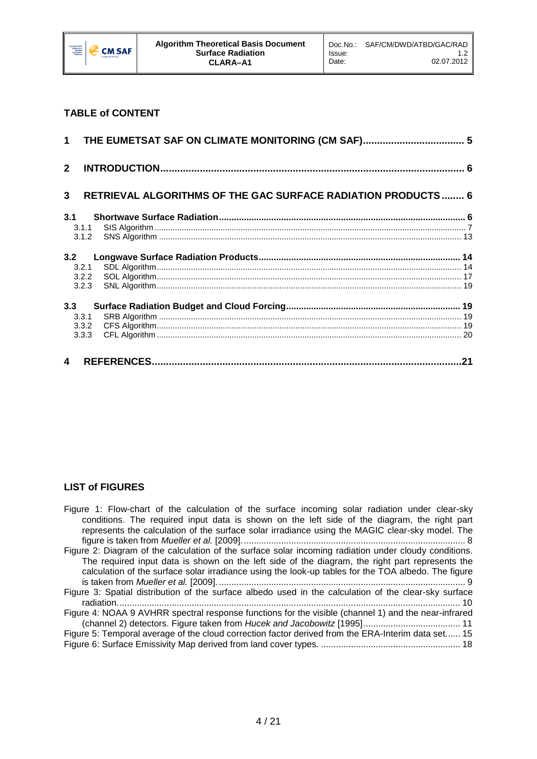## TABLE of CONTENT

**1 THE EUMETSAT SAF ON CLIMATE MONITORING (CM SAF) .................................. 5**

**2 INTRODUCTION ................................................................................................ 6**

**3 RETRIEVAL ALGORITHMS OF THE GAC SURFACE RADIATION PRODUCTS ........ 6**

**3.1 Shortwave Surface Radiation ................................................................................ 6**
- 3.1.1 SIS Algorithm ........................................................................................................ 7
- 3.1.2 SNS Algorithm ...................................................................................................... 13

**3.2 Longwave Surface Radiation Products .................................................................. 14**
- 3.2.1 SDL Algorithm ...................................................................................................... 14
- 3.2.2 SOL Algorithm ...................................................................................................... 17
- 3.2.3 SNL Algorithm ...................................................................................................... 19

**3.3 Surface Radiation Budget and Cloud Forcing ......................................................... 19**
- 3.3.1 SRB Algorithm ...................................................................................................... 19
- 3.3.2 CFS Algorithm ...................................................................................................... 19
- 3.3.3 CFL Algorithm ...................................................................................................... 20

**4 REFERENCES ................................................................................................ 21**

## LIST of FIGURES

Figure 1: Flow-chart of the calculation of the surface incoming solar radiation under clear-sky conditions. The required input data is shown on the left side of the diagram, the right part represents the calculation of the surface solar irradiance using the MAGIC clear-sky model. The figure is taken from *Mueller et al.* [2009]. ......................................................... 8

Figure 2: Diagram of the calculation of the surface solar incoming radiation under cloudy conditions. The required input data is shown on the left side of the diagram, the right part represents the calculation of the surface solar irradiance using the look-up tables for the TOA albedo. The figure is taken from *Mueller et al.* [2009]. ........................................................ 9

Figure 3: Spatial distribution of the surface albedo used in the calculation of the clear-sky surface radiation. ........................................................................................................ 10

Figure 4: NOAA 9 AVHRR spectral response functions for the visible (channel 1) and the near-infrared (channel 2) detectors. Figure taken from *Hucek and Jacobowitz* [1995] ............................ 11

Figure 5: Temporal average of the cloud correction factor derived from the ERA-Interim data set...... 15

Figure 6: Surface Emissivity Map derived from land cover types. .................................................. 18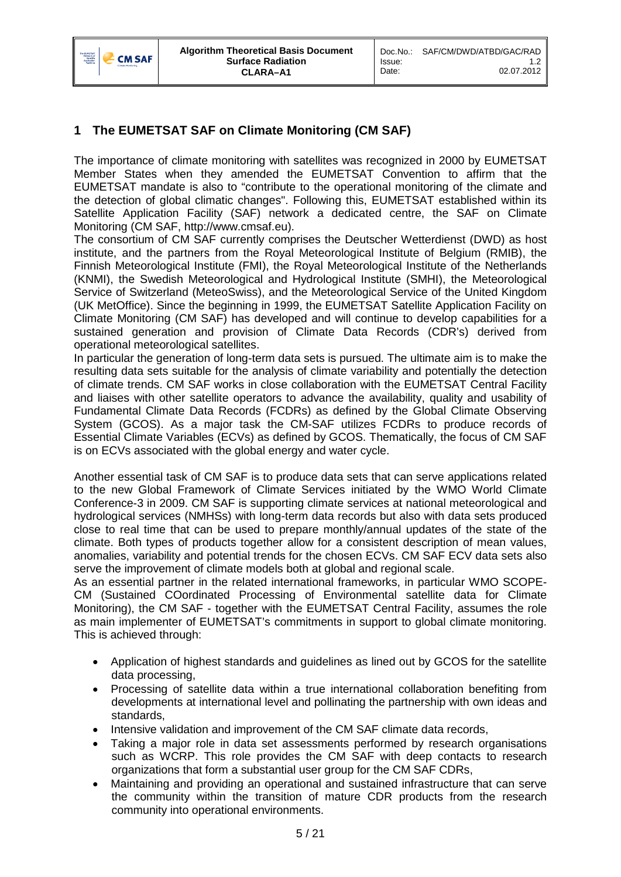# 1 The EUMETSAT SAF on Climate Monitoring (CM SAF)

The importance of climate monitoring with satellites was recognized in 2000 by EUMETSAT Member States when they amended the EUMETSAT Convention to affirm that the EUMETSAT mandate is also to "contribute to the operational monitoring of the climate and the detection of global climatic changes". Following this, EUMETSAT established within its Satellite Application Facility (SAF) network a dedicated centre, the SAF on Climate Monitoring (CM SAF, http://www.cmsaf.eu).
The consortium of CM SAF currently comprises the Deutscher Wetterdienst (DWD) as host institute, and the partners from the Royal Meteorological Institute of Belgium (RMIB), the Finnish Meteorological Institute (FMI), the Royal Meteorological Institute of the Netherlands (KNMI), the Swedish Meteorological and Hydrological Institute (SMHI), the Meteorological Service of Switzerland (MeteoSwiss), and the Meteorological Service of the United Kingdom (UK MetOffice). Since the beginning in 1999, the EUMETSAT Satellite Application Facility on Climate Monitoring (CM SAF) has developed and will continue to develop capabilities for a sustained generation and provision of Climate Data Records (CDR's) derived from operational meteorological satellites.
In particular the generation of long-term data sets is pursued. The ultimate aim is to make the resulting data sets suitable for the analysis of climate variability and potentially the detection of climate trends. CM SAF works in close collaboration with the EUMETSAT Central Facility and liaises with other satellite operators to advance the availability, quality and usability of Fundamental Climate Data Records (FCDRs) as defined by the Global Climate Observing System (GCOS). As a major task the CM-SAF utilizes FCDRs to produce records of Essential Climate Variables (ECVs) as defined by GCOS. Thematically, the focus of CM SAF is on ECVs associated with the global energy and water cycle.

Another essential task of CM SAF is to produce data sets that can serve applications related to the new Global Framework of Climate Services initiated by the WMO World Climate Conference-3 in 2009. CM SAF is supporting climate services at national meteorological and hydrological services (NMHSs) with long-term data records but also with data sets produced close to real time that can be used to prepare monthly/annual updates of the state of the climate. Both types of products together allow for a consistent description of mean values, anomalies, variability and potential trends for the chosen ECVs. CM SAF ECV data sets also serve the improvement of climate models both at global and regional scale.
As an essential partner in the related international frameworks, in particular WMO SCOPE-CM (Sustained COordinated Processing of Environmental satellite data for Climate Monitoring), the CM SAF - together with the EUMETSAT Central Facility, assumes the role as main implementer of EUMETSAT's commitments in support to global climate monitoring. This is achieved through:

- Application of highest standards and guidelines as lined out by GCOS for the satellite data processing,
- Processing of satellite data within a true international collaboration benefiting from developments at international level and pollinating the partnership with own ideas and standards,
- Intensive validation and improvement of the CM SAF climate data records,
- Taking a major role in data set assessments performed by research organisations such as WCRP. This role provides the CM SAF with deep contacts to research organizations that form a substantial user group for the CM SAF CDRs,
- Maintaining and providing an operational and sustained infrastructure that can serve the community within the transition of mature CDR products from the research community into operational environments.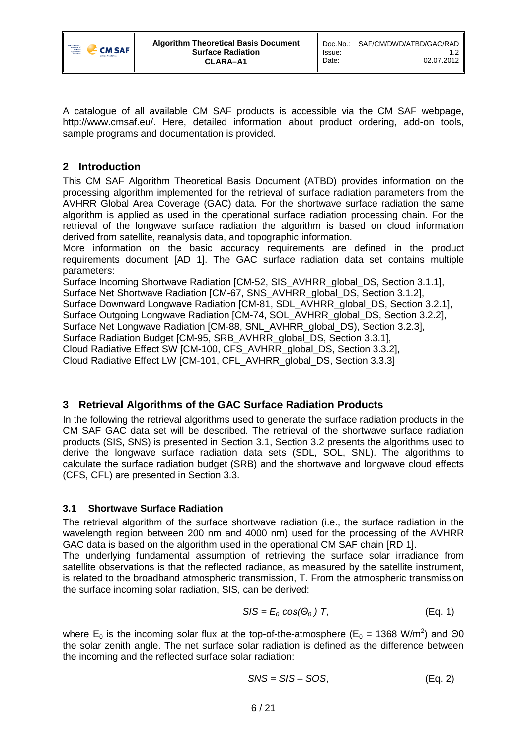A catalogue of all available CM SAF products is accessible via the CM SAF webpage, http://www.cmsaf.eu/. Here, detailed information about product ordering, add-on tools, sample programs and documentation is provided.

## 2 Introduction

This CM SAF Algorithm Theoretical Basis Document (ATBD) provides information on the processing algorithm implemented for the retrieval of surface radiation parameters from the AVHRR Global Area Coverage (GAC) data. For the shortwave surface radiation the same algorithm is applied as used in the operational surface radiation processing chain. For the retrieval of the longwave surface radiation the algorithm is based on cloud information derived from satellite, reanalysis data, and topographic information.

More information on the basic accuracy requirements are defined in the product requirements document [AD 1]. The GAC surface radiation data set contains multiple parameters:

Surface Incoming Shortwave Radiation [CM-52, SIS_AVHRR_global_DS, Section 3.1.1],
Surface Net Shortwave Radiation [CM-67, SNS_AVHRR_global_DS, Section 3.1.2],
Surface Downward Longwave Radiation [CM-81, SDL_AVHRR_global_DS, Section 3.2.1],
Surface Outgoing Longwave Radiation [CM-74, SOL_AVHRR_global_DS, Section 3.2.2],
Surface Net Longwave Radiation [CM-88, SNL_AVHRR_global_DS), Section 3.2.3],
Surface Radiation Budget [CM-95, SRB_AVHRR_global_DS, Section 3.3.1],
Cloud Radiative Effect SW [CM-100, CFS_AVHRR_global_DS, Section 3.3.2],
Cloud Radiative Effect LW [CM-101, CFL_AVHRR_global_DS, Section 3.3.3]

## 3 Retrieval Algorithms of the GAC Surface Radiation Products

In the following the retrieval algorithms used to generate the surface radiation products in the CM SAF GAC data set will be described. The retrieval of the shortwave surface radiation products (SIS, SNS) is presented in Section 3.1, Section 3.2 presents the algorithms used to derive the longwave surface radiation data sets (SDL, SOL, SNL). The algorithms to calculate the surface radiation budget (SRB) and the shortwave and longwave cloud effects (CFS, CFL) are presented in Section 3.3.

### 3.1 Shortwave Surface Radiation

The retrieval algorithm of the surface shortwave radiation (i.e., the surface radiation in the wavelength region between 200 nm and 4000 nm) used for the processing of the AVHRR GAC data is based on the algorithm used in the operational CM SAF chain [RD 1].

The underlying fundamental assumption of retrieving the surface solar irradiance from satellite observations is that the reflected radiance, as measured by the satellite instrument, is related to the broadband atmospheric transmission, T. From the atmospheric transmission the surface incoming solar radiation, SIS, can be derived:

$$SIS = E_0 \cos(\Theta_0)\, T, \qquad \text{(Eq. 1)}$$

where $E_0$ is the incoming solar flux at the top-of-the-atmosphere ($E_0$ = 1368 W/m$^2$) and Θ0 the solar zenith angle. The net surface solar radiation is defined as the difference between the incoming and the reflected surface solar radiation:

$$SNS = SIS - SOS, \qquad \text{(Eq. 2)}$$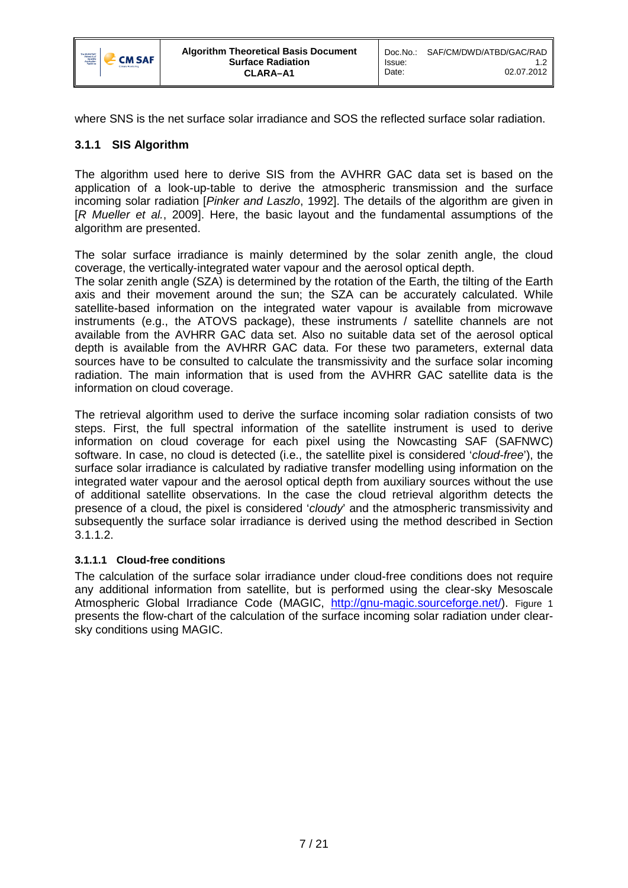where SNS is the net surface solar irradiance and SOS the reflected surface solar radiation.

### 3.1.1 SIS Algorithm

The algorithm used here to derive SIS from the AVHRR GAC data set is based on the application of a look-up-table to derive the atmospheric transmission and the surface incoming solar radiation [*Pinker and Laszlo*, 1992]. The details of the algorithm are given in [*R Mueller et al.*, 2009]. Here, the basic layout and the fundamental assumptions of the algorithm are presented.

The solar surface irradiance is mainly determined by the solar zenith angle, the cloud coverage, the vertically-integrated water vapour and the aerosol optical depth.
The solar zenith angle (SZA) is determined by the rotation of the Earth, the tilting of the Earth axis and their movement around the sun; the SZA can be accurately calculated. While satellite-based information on the integrated water vapour is available from microwave instruments (e.g., the ATOVS package), these instruments / satellite channels are not available from the AVHRR GAC data set. Also no suitable data set of the aerosol optical depth is available from the AVHRR GAC data. For these two parameters, external data sources have to be consulted to calculate the transmissivity and the surface solar incoming radiation. The main information that is used from the AVHRR GAC satellite data is the information on cloud coverage.

The retrieval algorithm used to derive the surface incoming solar radiation consists of two steps. First, the full spectral information of the satellite instrument is used to derive information on cloud coverage for each pixel using the Nowcasting SAF (SAFNWC) software. In case, no cloud is detected (i.e., the satellite pixel is considered '*cloud-free*'), the surface solar irradiance is calculated by radiative transfer modelling using information on the integrated water vapour and the aerosol optical depth from auxiliary sources without the use of additional satellite observations. In the case the cloud retrieval algorithm detects the presence of a cloud, the pixel is considered '*cloudy*' and the atmospheric transmissivity and subsequently the surface solar irradiance is derived using the method described in Section 3.1.1.2.

#### 3.1.1.1 Cloud-free conditions

The calculation of the surface solar irradiance under cloud-free conditions does not require any additional information from satellite, but is performed using the clear-sky Mesoscale Atmospheric Global Irradiance Code (MAGIC, http://gnu-magic.sourceforge.net/). Figure 1 presents the flow-chart of the calculation of the surface incoming solar radiation under clear-sky conditions using MAGIC.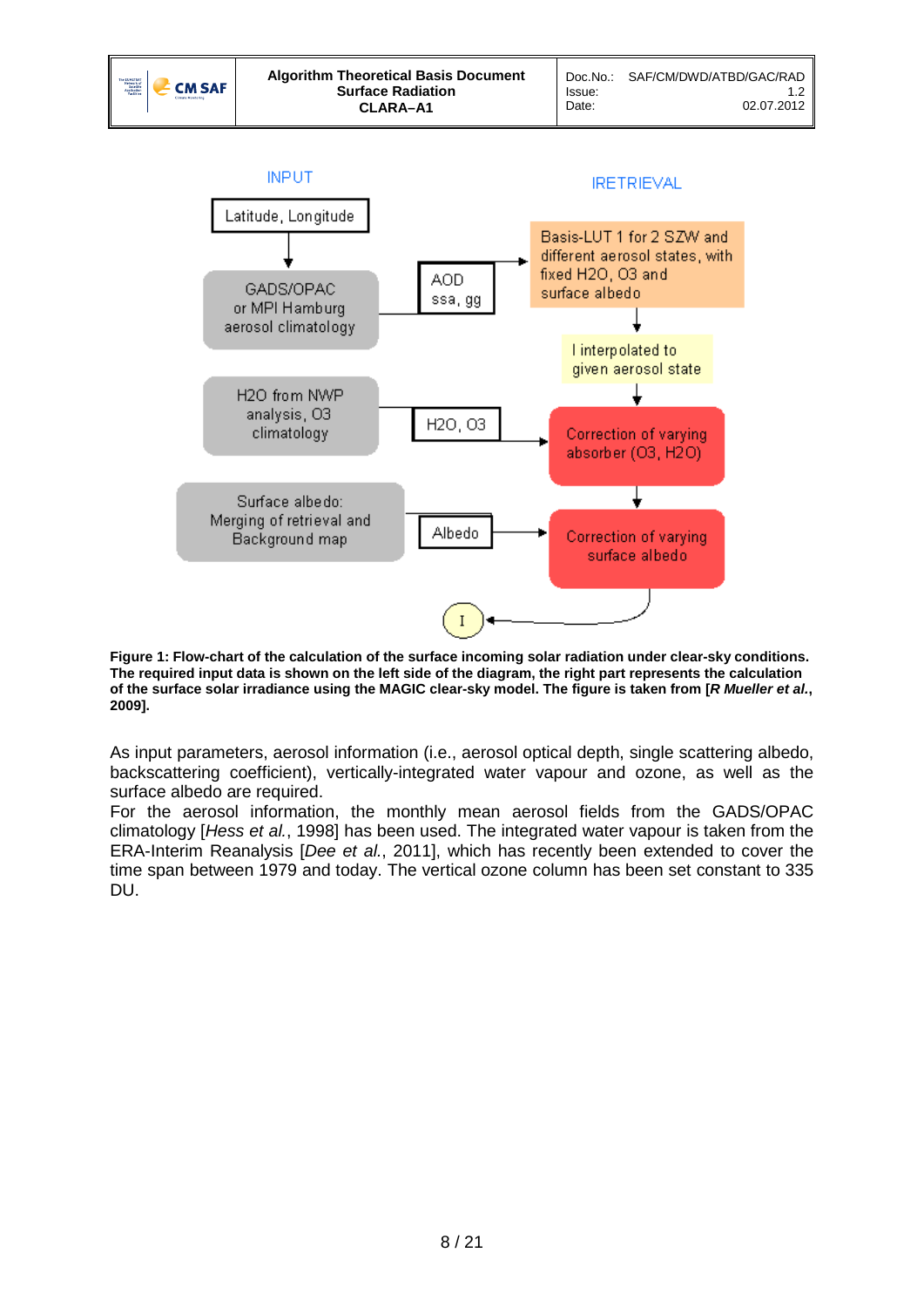**Figure 1: Flow-chart of the calculation of the surface incoming solar radiation under clear-sky conditions. The required input data is shown on the left side of the diagram, the right part represents the calculation of the surface solar irradiance using the MAGIC clear-sky model. The figure is taken from [*R Mueller et al.*, 2009].**

As input parameters, aerosol information (i.e., aerosol optical depth, single scattering albedo, backscattering coefficient), vertically-integrated water vapour and ozone, as well as the surface albedo are required.

For the aerosol information, the monthly mean aerosol fields from the GADS/OPAC climatology [*Hess et al.*, 1998] has been used. The integrated water vapour is taken from the ERA-Interim Reanalysis [*Dee et al.*, 2011], which has recently been extended to cover the time span between 1979 and today. The vertical ozone column has been set constant to 335 DU.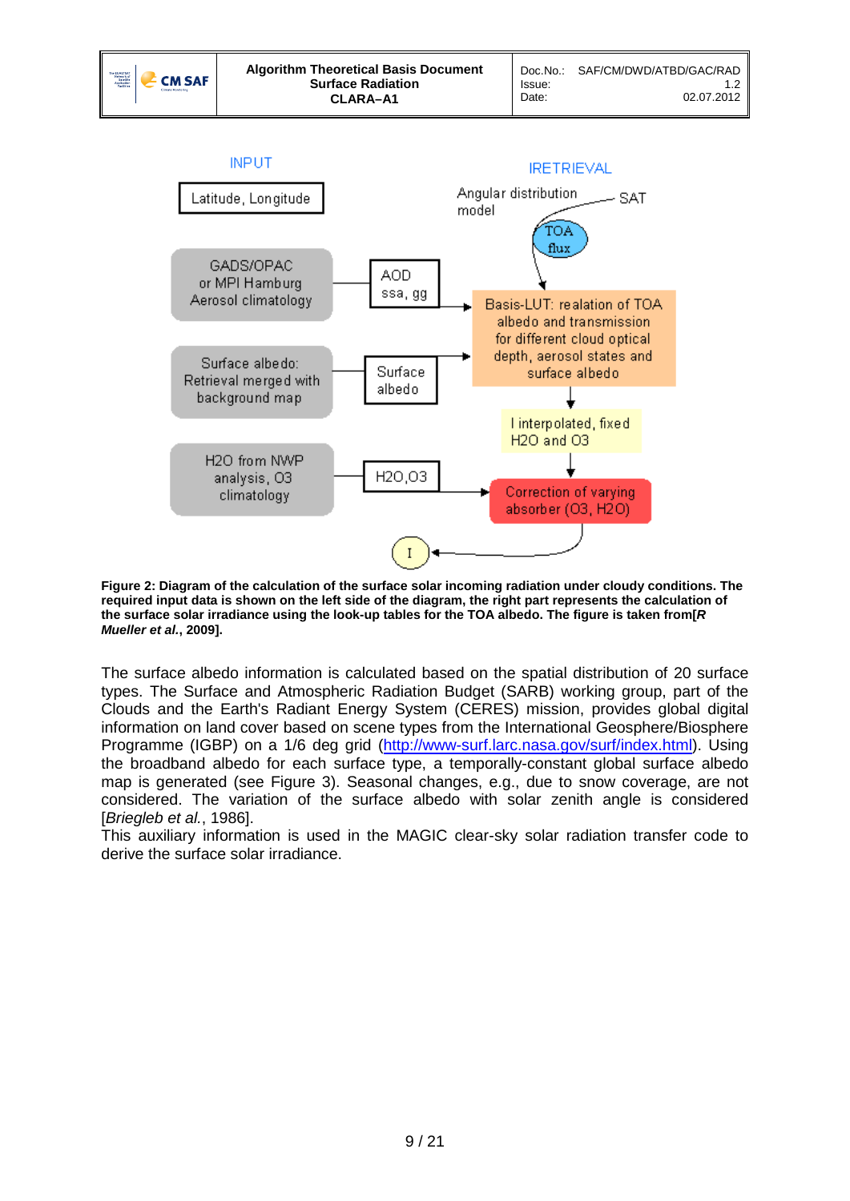**Figure 2: Diagram of the calculation of the surface solar incoming radiation under cloudy conditions. The required input data is shown on the left side of the diagram, the right part represents the calculation of the surface solar irradiance using the look-up tables for the TOA albedo. The figure is taken from[*R Mueller et al.*, 2009].**

The surface albedo information is calculated based on the spatial distribution of 20 surface types. The Surface and Atmospheric Radiation Budget (SARB) working group, part of the Clouds and the Earth's Radiant Energy System (CERES) mission, provides global digital information on land cover based on scene types from the International Geosphere/Biosphere Programme (IGBP) on a 1/6 deg grid (http://www-surf.larc.nasa.gov/surf/index.html). Using the broadband albedo for each surface type, a temporally-constant global surface albedo map is generated (see Figure 3). Seasonal changes, e.g., due to snow coverage, are not considered. The variation of the surface albedo with solar zenith angle is considered [*Briegleb et al.*, 1986].

This auxiliary information is used in the MAGIC clear-sky solar radiation transfer code to derive the surface solar irradiance.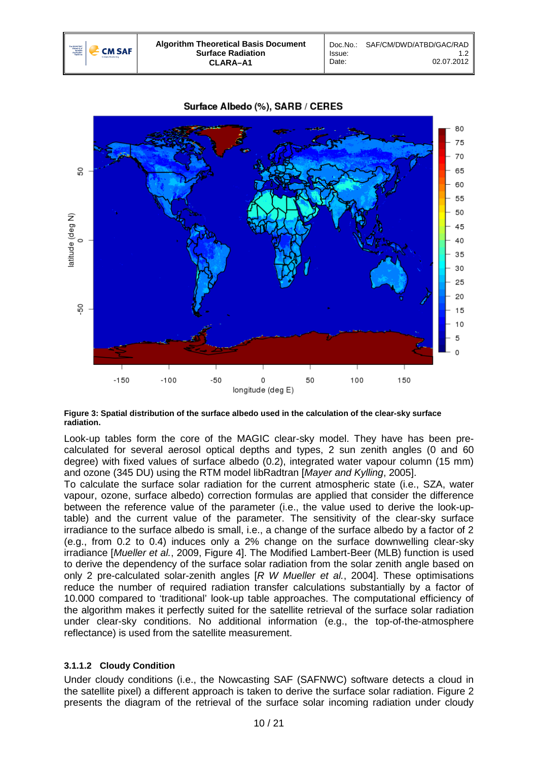**Figure 3: Spatial distribution of the surface albedo used in the calculation of the clear-sky surface radiation.**

Look-up tables form the core of the MAGIC clear-sky model. They have has been pre-calculated for several aerosol optical depths and types, 2 sun zenith angles (0 and 60 degree) with fixed values of surface albedo (0.2), integrated water vapour column (15 mm) and ozone (345 DU) using the RTM model libRadtran [*Mayer and Kylling*, 2005].

To calculate the surface solar radiation for the current atmospheric state (i.e., SZA, water vapour, ozone, surface albedo) correction formulas are applied that consider the difference between the reference value of the parameter (i.e., the value used to derive the look-up-table) and the current value of the parameter. The sensitivity of the clear-sky surface irradiance to the surface albedo is small, i.e., a change of the surface albedo by a factor of 2 (e.g., from 0.2 to 0.4) induces only a 2% change on the surface downwelling clear-sky irradiance [*Mueller et al.*, 2009, Figure 4]. The Modified Lambert-Beer (MLB) function is used to derive the dependency of the surface solar radiation from the solar zenith angle based on only 2 pre-calculated solar-zenith angles [*R W Mueller et al.*, 2004]. These optimisations reduce the number of required radiation transfer calculations substantially by a factor of 10.000 compared to 'traditional' look-up table approaches. The computational efficiency of the algorithm makes it perfectly suited for the satellite retrieval of the surface solar radiation under clear-sky conditions. No additional information (e.g., the top-of-the-atmosphere reflectance) is used from the satellite measurement.

#### 3.1.1.2 Cloudy Condition

Under cloudy conditions (i.e., the Nowcasting SAF (SAFNWC) software detects a cloud in the satellite pixel) a different approach is taken to derive the surface solar radiation. Figure 2 presents the diagram of the retrieval of the surface solar incoming radiation under cloudy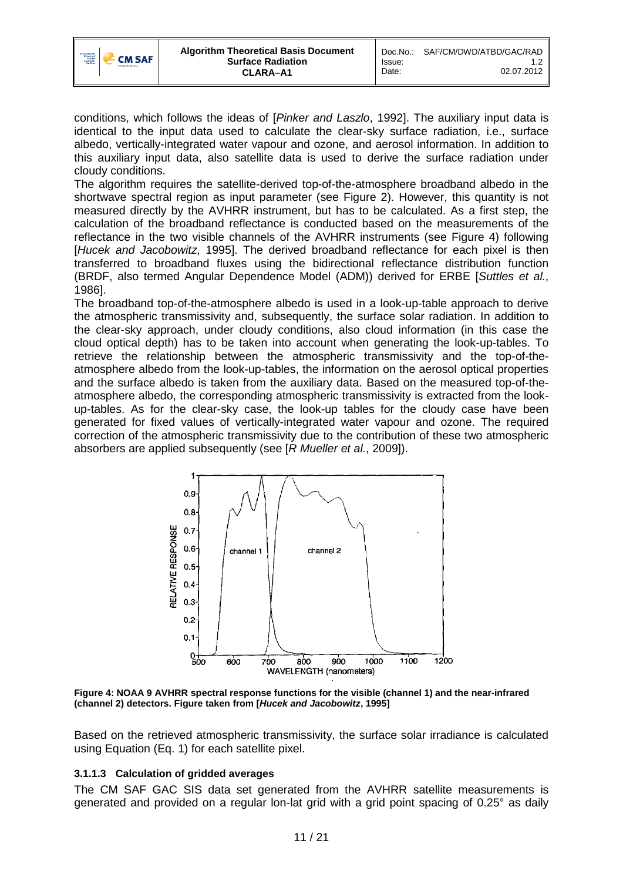conditions, which follows the ideas of [*Pinker and Laszlo*, 1992]. The auxiliary input data is identical to the input data used to calculate the clear-sky surface radiation, i.e., surface albedo, vertically-integrated water vapour and ozone, and aerosol information. In addition to this auxiliary input data, also satellite data is used to derive the surface radiation under cloudy conditions.

The algorithm requires the satellite-derived top-of-the-atmosphere broadband albedo in the shortwave spectral region as input parameter (see Figure 2). However, this quantity is not measured directly by the AVHRR instrument, but has to be calculated. As a first step, the calculation of the broadband reflectance is conducted based on the measurements of the reflectance in the two visible channels of the AVHRR instruments (see Figure 4) following [*Hucek and Jacobowitz*, 1995]. The derived broadband reflectance for each pixel is then transferred to broadband fluxes using the bidirectional reflectance distribution function (BRDF, also termed Angular Dependence Model (ADM)) derived for ERBE [*Suttles et al.*, 1986].

The broadband top-of-the-atmosphere albedo is used in a look-up-table approach to derive the atmospheric transmissivity and, subsequently, the surface solar radiation. In addition to the clear-sky approach, under cloudy conditions, also cloud information (in this case the cloud optical depth) has to be taken into account when generating the look-up-tables. To retrieve the relationship between the atmospheric transmissivity and the top-of-the-atmosphere albedo from the look-up-tables, the information on the aerosol optical properties and the surface albedo is taken from the auxiliary data. Based on the measured top-of-the-atmosphere albedo, the corresponding atmospheric transmissivity is extracted from the look-up-tables. As for the clear-sky case, the look-up tables for the cloudy case have been generated for fixed values of vertically-integrated water vapour and ozone. The required correction of the atmospheric transmissivity due to the contribution of these two atmospheric absorbers are applied subsequently (see [*R Mueller et al.*, 2009]).

**Figure 4: NOAA 9 AVHRR spectral response functions for the visible (channel 1) and the near-infrared (channel 2) detectors. Figure taken from [*Hucek and Jacobowitz*, 1995]**

Based on the retrieved atmospheric transmissivity, the surface solar irradiance is calculated using Equation (Eq. 1) for each satellite pixel.

#### 3.1.1.3 Calculation of gridded averages

The CM SAF GAC SIS data set generated from the AVHRR satellite measurements is generated and provided on a regular lon-lat grid with a grid point spacing of 0.25° as daily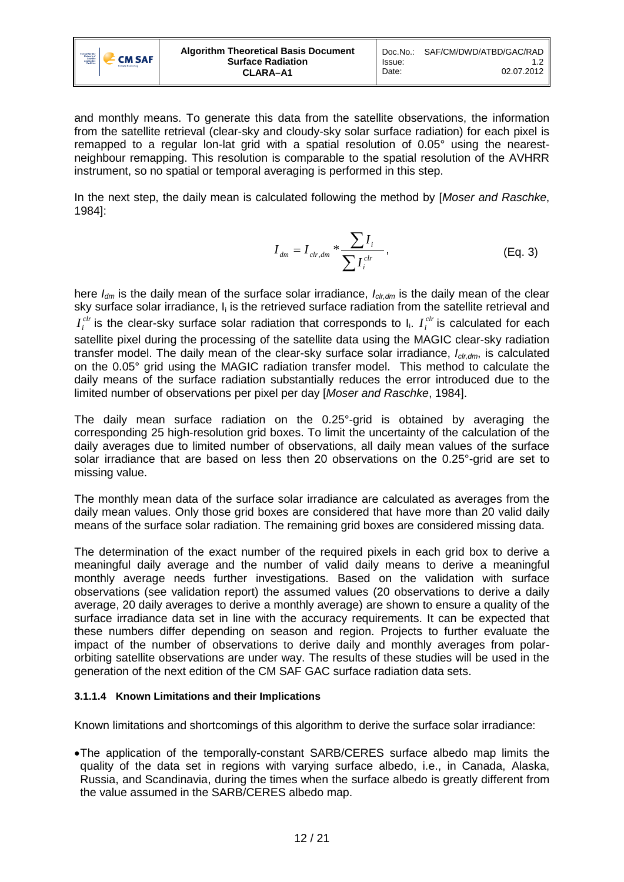and monthly means. To generate this data from the satellite observations, the information from the satellite retrieval (clear-sky and cloudy-sky solar surface radiation) for each pixel is remapped to a regular lon-lat grid with a spatial resolution of 0.05° using the nearest-neighbour remapping. This resolution is comparable to the spatial resolution of the AVHRR instrument, so no spatial or temporal averaging is performed in this step.

In the next step, the daily mean is calculated following the method by [*Moser and Raschke*, 1984]:

$$I_{dm} = I_{clr,dm} * \frac{\sum I_i}{\sum I_i^{clr}}, \qquad \text{(Eq. 3)}$$

here $I_{dm}$ is the daily mean of the surface solar irradiance, $I_{clr,dm}$ is the daily mean of the clear sky surface solar irradiance, $I_i$ is the retrieved surface radiation from the satellite retrieval and $I_i^{clr}$ is the clear-sky surface solar radiation that corresponds to $I_i$. $I_i^{clr}$ is calculated for each satellite pixel during the processing of the satellite data using the MAGIC clear-sky radiation transfer model. The daily mean of the clear-sky surface solar irradiance, $I_{clr,dm}$, is calculated on the 0.05° grid using the MAGIC radiation transfer model. This method to calculate the daily means of the surface radiation substantially reduces the error introduced due to the limited number of observations per pixel per day [*Moser and Raschke*, 1984].

The daily mean surface radiation on the 0.25°-grid is obtained by averaging the corresponding 25 high-resolution grid boxes. To limit the uncertainty of the calculation of the daily averages due to limited number of observations, all daily mean values of the surface solar irradiance that are based on less then 20 observations on the 0.25°-grid are set to missing value.

The monthly mean data of the surface solar irradiance are calculated as averages from the daily mean values. Only those grid boxes are considered that have more than 20 valid daily means of the surface solar radiation. The remaining grid boxes are considered missing data.

The determination of the exact number of the required pixels in each grid box to derive a meaningful daily average and the number of valid daily means to derive a meaningful monthly average needs further investigations. Based on the validation with surface observations (see validation report) the assumed values (20 observations to derive a daily average, 20 daily averages to derive a monthly average) are shown to ensure a quality of the surface irradiance data set in line with the accuracy requirements. It can be expected that these numbers differ depending on season and region. Projects to further evaluate the impact of the number of observations to derive daily and monthly averages from polar-orbiting satellite observations are under way. The results of these studies will be used in the generation of the next edition of the CM SAF GAC surface radiation data sets.

#### 3.1.1.4 Known Limitations and their Implications

Known limitations and shortcomings of this algorithm to derive the surface solar irradiance:

- The application of the temporally-constant SARB/CERES surface albedo map limits the quality of the data set in regions with varying surface albedo, i.e., in Canada, Alaska, Russia, and Scandinavia, during the times when the surface albedo is greatly different from the value assumed in the SARB/CERES albedo map.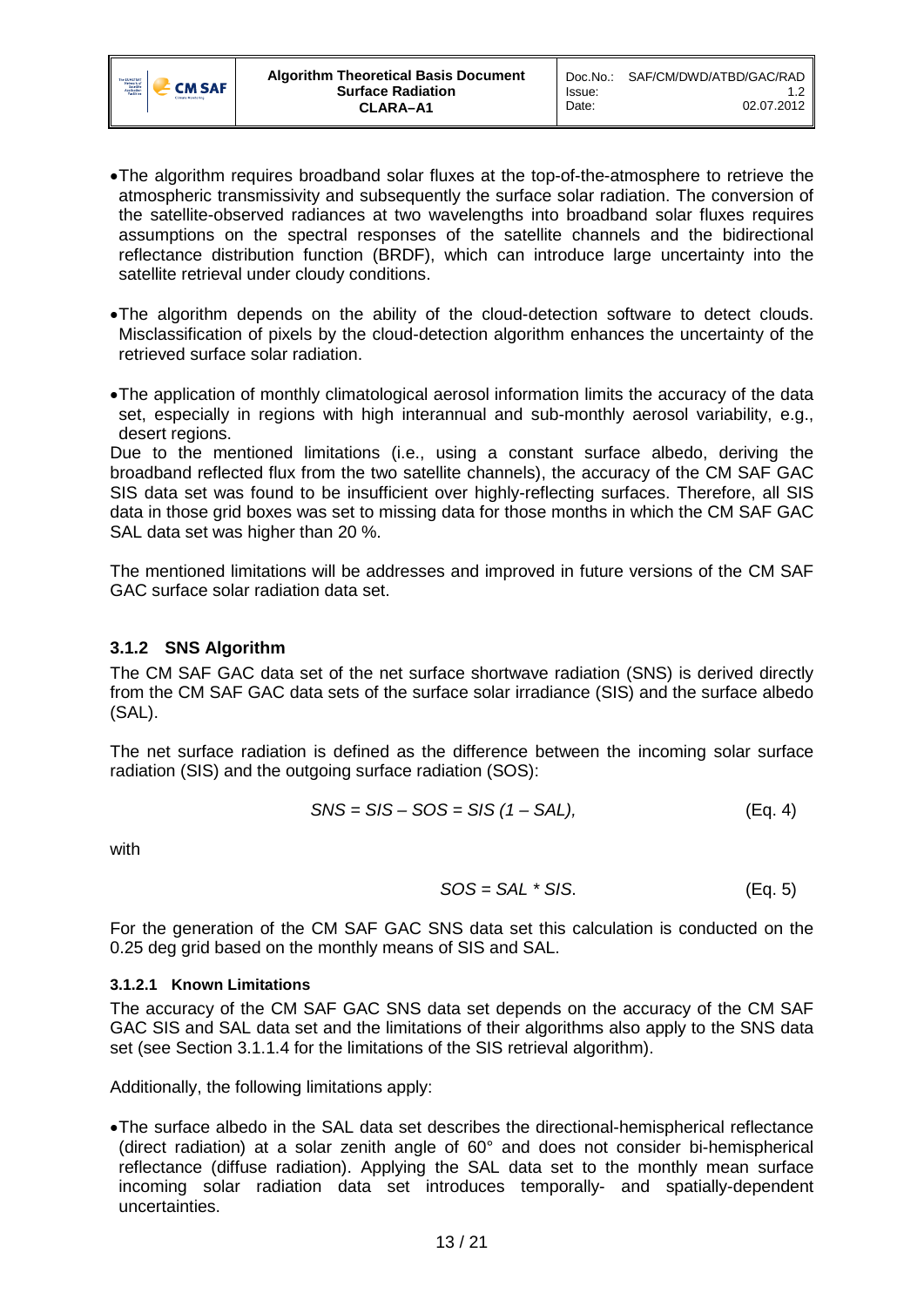- The algorithm requires broadband solar fluxes at the top-of-the-atmosphere to retrieve the atmospheric transmissivity and subsequently the surface solar radiation. The conversion of the satellite-observed radiances at two wavelengths into broadband solar fluxes requires assumptions on the spectral responses of the satellite channels and the bidirectional reflectance distribution function (BRDF), which can introduce large uncertainty into the satellite retrieval under cloudy conditions.

- The algorithm depends on the ability of the cloud-detection software to detect clouds. Misclassification of pixels by the cloud-detection algorithm enhances the uncertainty of the retrieved surface solar radiation.

- The application of monthly climatological aerosol information limits the accuracy of the data set, especially in regions with high interannual and sub-monthly aerosol variability, e.g., desert regions.

Due to the mentioned limitations (i.e., using a constant surface albedo, deriving the broadband reflected flux from the two satellite channels), the accuracy of the CM SAF GAC SIS data set was found to be insufficient over highly-reflecting surfaces. Therefore, all SIS data in those grid boxes was set to missing data for those months in which the CM SAF GAC SAL data set was higher than 20 %.

The mentioned limitations will be addresses and improved in future versions of the CM SAF GAC surface solar radiation data set.

### 3.1.2 SNS Algorithm

The CM SAF GAC data set of the net surface shortwave radiation (SNS) is derived directly from the CM SAF GAC data sets of the surface solar irradiance (SIS) and the surface albedo (SAL).

The net surface radiation is defined as the difference between the incoming solar surface radiation (SIS) and the outgoing surface radiation (SOS):

$$SNS = SIS - SOS = SIS\ (1 - SAL), \qquad \text{(Eq. 4)}$$

with

$$SOS = SAL * SIS. \qquad \text{(Eq. 5)}$$

For the generation of the CM SAF GAC SNS data set this calculation is conducted on the 0.25 deg grid based on the monthly means of SIS and SAL.

#### 3.1.2.1 Known Limitations

The accuracy of the CM SAF GAC SNS data set depends on the accuracy of the CM SAF GAC SIS and SAL data set and the limitations of their algorithms also apply to the SNS data set (see Section 3.1.1.4 for the limitations of the SIS retrieval algorithm).

Additionally, the following limitations apply:

- The surface albedo in the SAL data set describes the directional-hemispherical reflectance (direct radiation) at a solar zenith angle of 60° and does not consider bi-hemispherical reflectance (diffuse radiation). Applying the SAL data set to the monthly mean surface incoming solar radiation data set introduces temporally- and spatially-dependent uncertainties.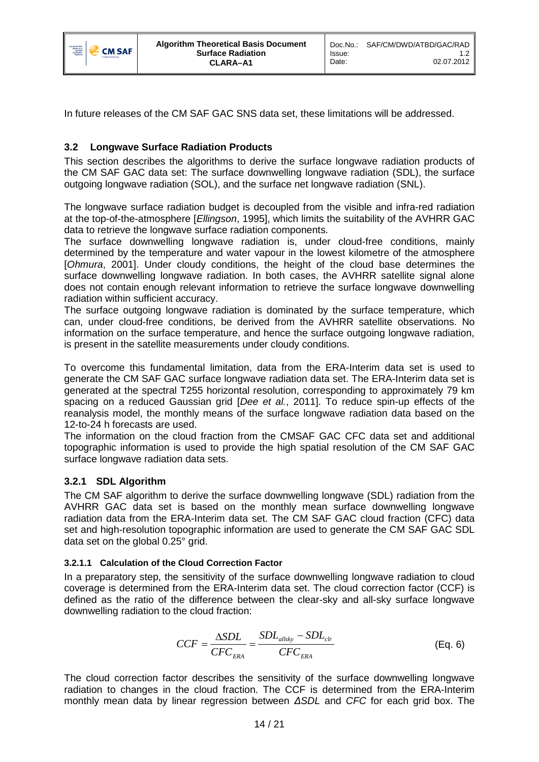In future releases of the CM SAF GAC SNS data set, these limitations will be addressed.

## 3.2 Longwave Surface Radiation Products

This section describes the algorithms to derive the surface longwave radiation products of the CM SAF GAC data set: The surface downwelling longwave radiation (SDL), the surface outgoing longwave radiation (SOL), and the surface net longwave radiation (SNL).

The longwave surface radiation budget is decoupled from the visible and infra-red radiation at the top-of-the-atmosphere [*Ellingson*, 1995], which limits the suitability of the AVHRR GAC data to retrieve the longwave surface radiation components.
The surface downwelling longwave radiation is, under cloud-free conditions, mainly determined by the temperature and water vapour in the lowest kilometre of the atmosphere [*Ohmura*, 2001]. Under cloudy conditions, the height of the cloud base determines the surface downwelling longwave radiation. In both cases, the AVHRR satellite signal alone does not contain enough relevant information to retrieve the surface longwave downwelling radiation within sufficient accuracy.
The surface outgoing longwave radiation is dominated by the surface temperature, which can, under cloud-free conditions, be derived from the AVHRR satellite observations. No information on the surface temperature, and hence the surface outgoing longwave radiation, is present in the satellite measurements under cloudy conditions.

To overcome this fundamental limitation, data from the ERA-Interim data set is used to generate the CM SAF GAC surface longwave radiation data set. The ERA-Interim data set is generated at the spectral T255 horizontal resolution, corresponding to approximately 79 km spacing on a reduced Gaussian grid [*Dee et al.*, 2011]. To reduce spin-up effects of the reanalysis model, the monthly means of the surface longwave radiation data based on the 12-to-24 h forecasts are used.
The information on the cloud fraction from the CMSAF GAC CFC data set and additional topographic information is used to provide the high spatial resolution of the CM SAF GAC surface longwave radiation data sets.

### 3.2.1 SDL Algorithm

The CM SAF algorithm to derive the surface downwelling longwave (SDL) radiation from the AVHRR GAC data set is based on the monthly mean surface downwelling longwave radiation data from the ERA-Interim data set. The CM SAF GAC cloud fraction (CFC) data set and high-resolution topographic information are used to generate the CM SAF GAC SDL data set on the global 0.25° grid.

#### 3.2.1.1 Calculation of the Cloud Correction Factor

In a preparatory step, the sensitivity of the surface downwelling longwave radiation to cloud coverage is determined from the ERA-Interim data set. The cloud correction factor (CCF) is defined as the ratio of the difference between the clear-sky and all-sky surface longwave downwelling radiation to the cloud fraction:

$$CCF = \frac{\Delta SDL}{CFC_{ERA}} = \frac{SDL_{allsky} - SDL_{clr}}{CFC_{ERA}} \qquad \text{(Eq. 6)}$$

The cloud correction factor describes the sensitivity of the surface downwelling longwave radiation to changes in the cloud fraction. The CCF is determined from the ERA-Interim monthly mean data by linear regression between *ΔSDL* and *CFC* for each grid box. The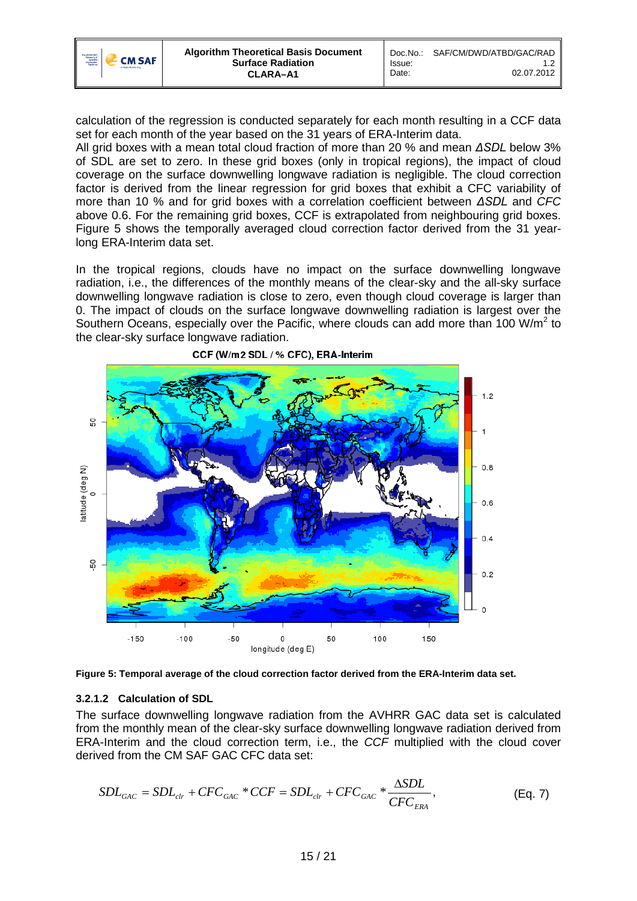calculation of the regression is conducted separately for each month resulting in a CCF data set for each month of the year based on the 31 years of ERA-Interim data.
All grid boxes with a mean total cloud fraction of more than 20 % and mean *ΔSDL* below 3% of SDL are set to zero. In these grid boxes (only in tropical regions), the impact of cloud coverage on the surface downwelling longwave radiation is negligible. The cloud correction factor is derived from the linear regression for grid boxes that exhibit a CFC variability of more than 10 % and for grid boxes with a correlation coefficient between *ΔSDL* and *CFC* above 0.6. For the remaining grid boxes, CCF is extrapolated from neighbouring grid boxes. Figure 5 shows the temporally averaged cloud correction factor derived from the 31 year-long ERA-Interim data set.

In the tropical regions, clouds have no impact on the surface downwelling longwave radiation, i.e., the differences of the monthly means of the clear-sky and the all-sky surface downwelling longwave radiation is close to zero, even though cloud coverage is larger than 0. The impact of clouds on the surface longwave downwelling radiation is largest over the Southern Oceans, especially over the Pacific, where clouds can add more than 100 W/m$^2$ to the clear-sky surface longwave radiation.

**Figure 5: Temporal average of the cloud correction factor derived from the ERA-Interim data set.**

#### 3.2.1.2 Calculation of SDL

The surface downwelling longwave radiation from the AVHRR GAC data set is calculated from the monthly mean of the clear-sky surface downwelling longwave radiation derived from ERA-Interim and the cloud correction term, i.e., the *CCF* multiplied with the cloud cover derived from the CM SAF GAC CFC data set:

$$SDL_{GAC} = SDL_{clr} + CFC_{GAC} * CCF = SDL_{clr} + CFC_{GAC} * \frac{\Delta SDL}{CFC_{ERA}}, \qquad \text{(Eq. 7)}$$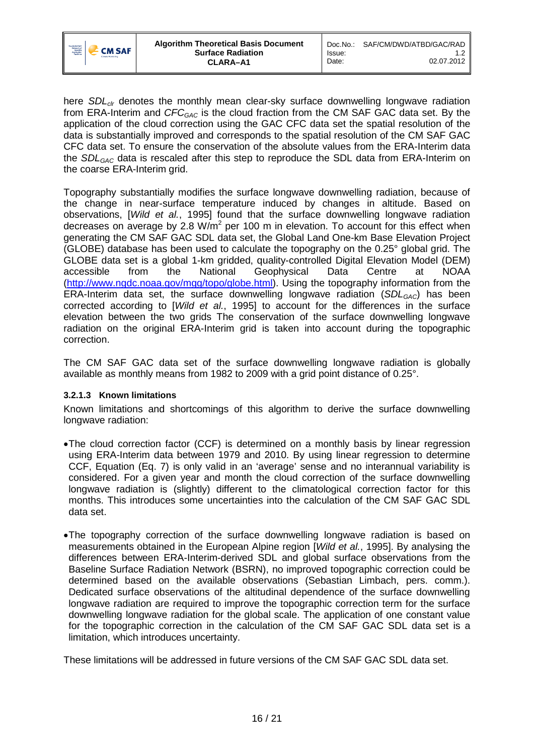here $SDL_{clr}$ denotes the monthly mean clear-sky surface downwelling longwave radiation from ERA-Interim and $CFC_{GAC}$ is the cloud fraction from the CM SAF GAC data set. By the application of the cloud correction using the GAC CFC data set the spatial resolution of the data is substantially improved and corresponds to the spatial resolution of the CM SAF GAC CFC data set. To ensure the conservation of the absolute values from the ERA-Interim data the $SDL_{GAC}$ data is rescaled after this step to reproduce the SDL data from ERA-Interim on the coarse ERA-Interim grid.

Topography substantially modifies the surface longwave downwelling radiation, because of the change in near-surface temperature induced by changes in altitude. Based on observations, [*Wild et al.*, 1995] found that the surface downwelling longwave radiation decreases on average by 2.8 W/m$^2$ per 100 m in elevation. To account for this effect when generating the CM SAF GAC SDL data set, the Global Land One-km Base Elevation Project (GLOBE) database has been used to calculate the topography on the 0.25° global grid. The GLOBE data set is a global 1-km gridded, quality-controlled Digital Elevation Model (DEM) accessible from the National Geophysical Data Centre at NOAA (http://www.ngdc.noaa.gov/mgg/topo/globe.html). Using the topography information from the ERA-Interim data set, the surface downwelling longwave radiation ($SDL_{GAC}$) has been corrected according to [*Wild et al.*, 1995] to account for the differences in the surface elevation between the two grids The conservation of the surface downwelling longwave radiation on the original ERA-Interim grid is taken into account during the topographic correction.

The CM SAF GAC data set of the surface downwelling longwave radiation is globally available as monthly means from 1982 to 2009 with a grid point distance of 0.25°.

#### 3.2.1.3 Known limitations

Known limitations and shortcomings of this algorithm to derive the surface downwelling longwave radiation:

- The cloud correction factor (CCF) is determined on a monthly basis by linear regression using ERA-Interim data between 1979 and 2010. By using linear regression to determine CCF, Equation (Eq. 7) is only valid in an 'average' sense and no interannual variability is considered. For a given year and month the cloud correction of the surface downwelling longwave radiation is (slightly) different to the climatological correction factor for this months. This introduces some uncertainties into the calculation of the CM SAF GAC SDL data set.

- The topography correction of the surface downwelling longwave radiation is based on measurements obtained in the European Alpine region [*Wild et al.*, 1995]. By analysing the differences between ERA-Interim-derived SDL and global surface observations from the Baseline Surface Radiation Network (BSRN), no improved topographic correction could be determined based on the available observations (Sebastian Limbach, pers. comm.). Dedicated surface observations of the altitudinal dependence of the surface downwelling longwave radiation are required to improve the topographic correction term for the surface downwelling longwave radiation for the global scale. The application of one constant value for the topographic correction in the calculation of the CM SAF GAC SDL data set is a limitation, which introduces uncertainty.

These limitations will be addressed in future versions of the CM SAF GAC SDL data set.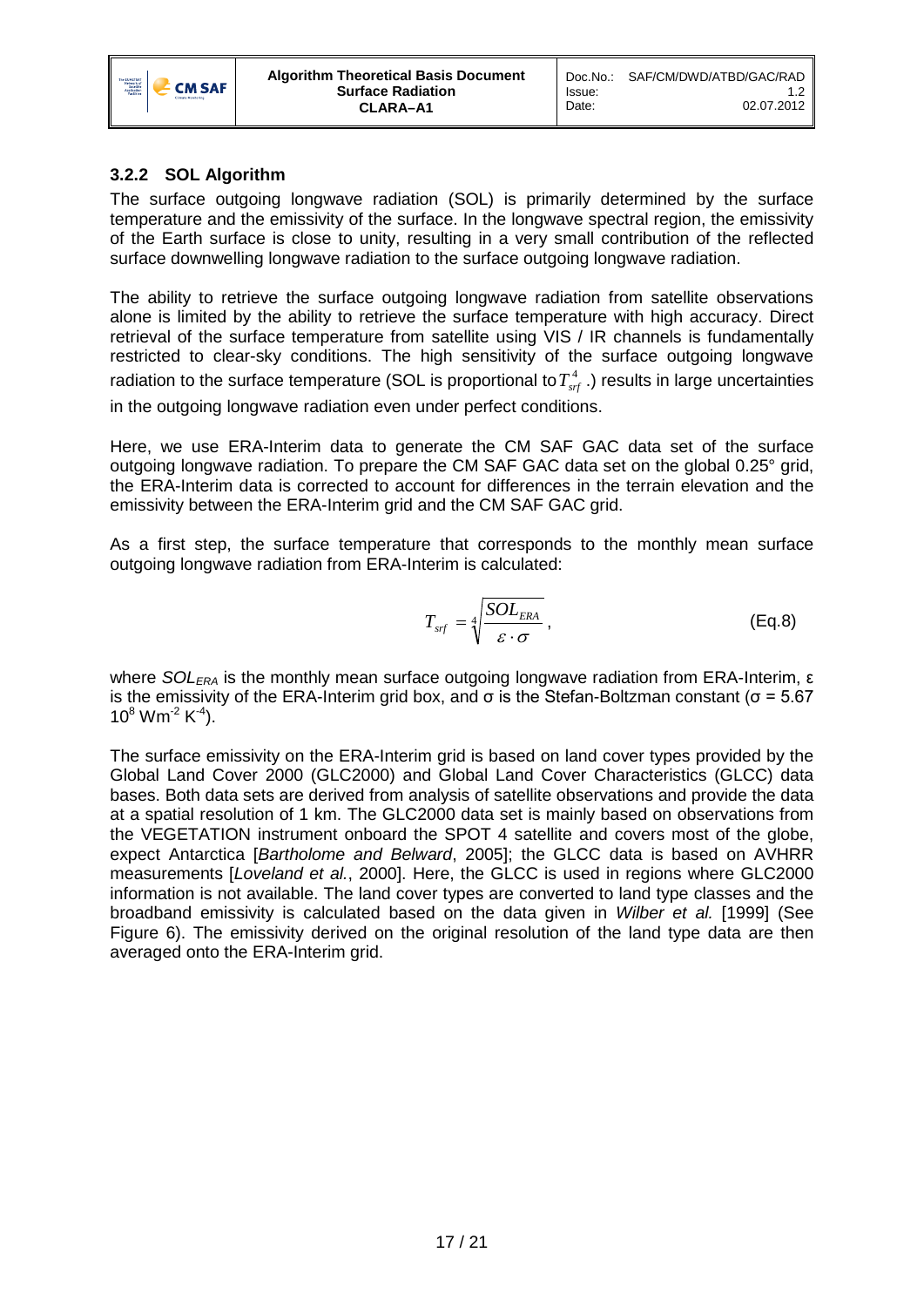### 3.2.2 SOL Algorithm

The surface outgoing longwave radiation (SOL) is primarily determined by the surface temperature and the emissivity of the surface. In the longwave spectral region, the emissivity of the Earth surface is close to unity, resulting in a very small contribution of the reflected surface downwelling longwave radiation to the surface outgoing longwave radiation.

The ability to retrieve the surface outgoing longwave radiation from satellite observations alone is limited by the ability to retrieve the surface temperature with high accuracy. Direct retrieval of the surface temperature from satellite using VIS / IR channels is fundamentally restricted to clear-sky conditions. The high sensitivity of the surface outgoing longwave radiation to the surface temperature (SOL is proportional to $T_{srf}^4$ .) results in large uncertainties in the outgoing longwave radiation even under perfect conditions.

Here, we use ERA-Interim data to generate the CM SAF GAC data set of the surface outgoing longwave radiation. To prepare the CM SAF GAC data set on the global 0.25° grid, the ERA-Interim data is corrected to account for differences in the terrain elevation and the emissivity between the ERA-Interim grid and the CM SAF GAC grid.

As a first step, the surface temperature that corresponds to the monthly mean surface outgoing longwave radiation from ERA-Interim is calculated:

$$T_{srf} = \sqrt[4]{\frac{SOL_{ERA}}{\varepsilon \cdot \sigma}}, \qquad \text{(Eq.8)}$$

where $SOL_{ERA}$ is the monthly mean surface outgoing longwave radiation from ERA-Interim, ε is the emissivity of the ERA-Interim grid box, and σ is the Stefan-Boltzman constant (σ = 5.67 $10^8$ $Wm^{-2}$ $K^{-4}$).

The surface emissivity on the ERA-Interim grid is based on land cover types provided by the Global Land Cover 2000 (GLC2000) and Global Land Cover Characteristics (GLCC) data bases. Both data sets are derived from analysis of satellite observations and provide the data at a spatial resolution of 1 km. The GLC2000 data set is mainly based on observations from the VEGETATION instrument onboard the SPOT 4 satellite and covers most of the globe, expect Antarctica [*Bartholome and Belward*, 2005]; the GLCC data is based on AVHRR measurements [*Loveland et al.*, 2000]. Here, the GLCC is used in regions where GLC2000 information is not available. The land cover types are converted to land type classes and the broadband emissivity is calculated based on the data given in *Wilber et al.* [1999] (See Figure 6). The emissivity derived on the original resolution of the land type data are then averaged onto the ERA-Interim grid.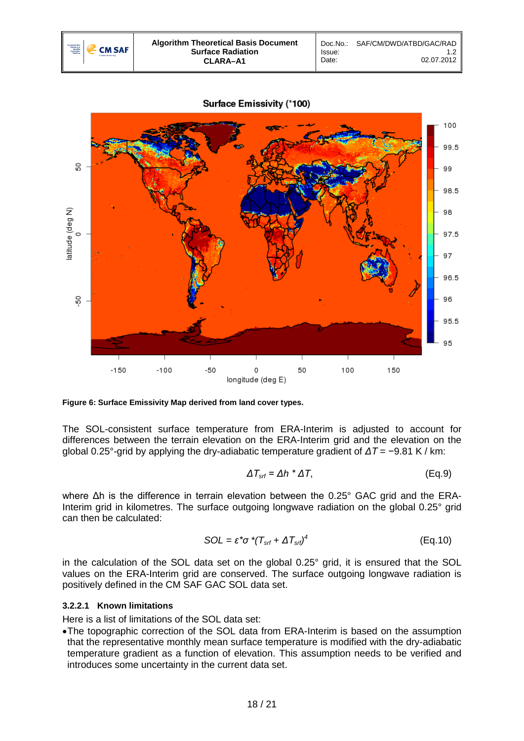**Figure 6: Surface Emissivity Map derived from land cover types.**

The SOL-consistent surface temperature from ERA-Interim is adjusted to account for differences between the terrain elevation on the ERA-Interim grid and the elevation on the global 0.25°-grid by applying the dry-adiabatic temperature gradient of $\Delta T = -9.81$ K / km:

$$\Delta T_{srf} = \Delta h * \Delta T, \qquad \text{(Eq.9)}$$

where Δh is the difference in terrain elevation between the 0.25° GAC grid and the ERA-Interim grid in kilometres. The surface outgoing longwave radiation on the global 0.25° grid can then be calculated:

$$SOL = \varepsilon * \sigma * (T_{srf} + \Delta T_{srf})^4 \qquad \text{(Eq.10)}$$

in the calculation of the SOL data set on the global 0.25° grid, it is ensured that the SOL values on the ERA-Interim grid are conserved. The surface outgoing longwave radiation is positively defined in the CM SAF GAC SOL data set.

#### 3.2.2.1 Known limitations

Here is a list of limitations of the SOL data set:

- The topographic correction of the SOL data from ERA-Interim is based on the assumption that the representative monthly mean surface temperature is modified with the dry-adiabatic temperature gradient as a function of elevation. This assumption needs to be verified and introduces some uncertainty in the current data set.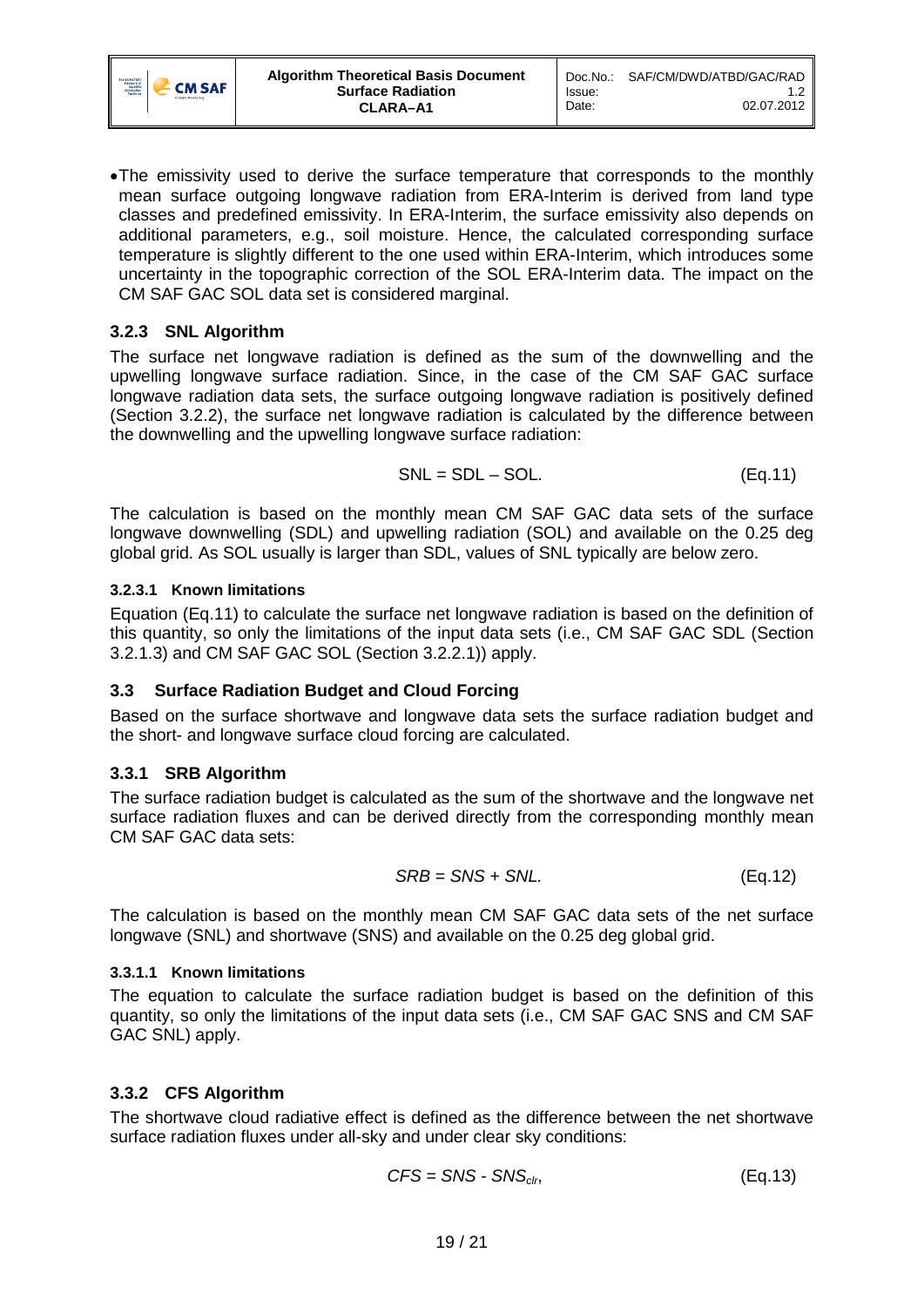- The emissivity used to derive the surface temperature that corresponds to the monthly mean surface outgoing longwave radiation from ERA-Interim is derived from land type classes and predefined emissivity. In ERA-Interim, the surface emissivity also depends on additional parameters, e.g., soil moisture. Hence, the calculated corresponding surface temperature is slightly different to the one used within ERA-Interim, which introduces some uncertainty in the topographic correction of the SOL ERA-Interim data. The impact on the CM SAF GAC SOL data set is considered marginal.

### 3.2.3 SNL Algorithm

The surface net longwave radiation is defined as the sum of the downwelling and the upwelling longwave surface radiation. Since, in the case of the CM SAF GAC surface longwave radiation data sets, the surface outgoing longwave radiation is positively defined (Section 3.2.2), the surface net longwave radiation is calculated by the difference between the downwelling and the upwelling longwave surface radiation:

$$SNL = SDL - SOL. \qquad \text{(Eq.11)}$$

The calculation is based on the monthly mean CM SAF GAC data sets of the surface longwave downwelling (SDL) and upwelling radiation (SOL) and available on the 0.25 deg global grid. As SOL usually is larger than SDL, values of SNL typically are below zero.

#### 3.2.3.1 Known limitations

Equation (Eq.11) to calculate the surface net longwave radiation is based on the definition of this quantity, so only the limitations of the input data sets (i.e., CM SAF GAC SDL (Section 3.2.1.3) and CM SAF GAC SOL (Section 3.2.2.1)) apply.

## 3.3 Surface Radiation Budget and Cloud Forcing

Based on the surface shortwave and longwave data sets the surface radiation budget and the short- and longwave surface cloud forcing are calculated.

### 3.3.1 SRB Algorithm

The surface radiation budget is calculated as the sum of the shortwave and the longwave net surface radiation fluxes and can be derived directly from the corresponding monthly mean CM SAF GAC data sets:

$$SRB = SNS + SNL. \qquad \text{(Eq.12)}$$

The calculation is based on the monthly mean CM SAF GAC data sets of the net surface longwave (SNL) and shortwave (SNS) and available on the 0.25 deg global grid.

#### 3.3.1.1 Known limitations

The equation to calculate the surface radiation budget is based on the definition of this quantity, so only the limitations of the input data sets (i.e., CM SAF GAC SNS and CM SAF GAC SNL) apply.

### 3.3.2 CFS Algorithm

The shortwave cloud radiative effect is defined as the difference between the net shortwave surface radiation fluxes under all-sky and under clear sky conditions:

$$CFS = SNS - SNS_{clr}, \qquad \text{(Eq.13)}$$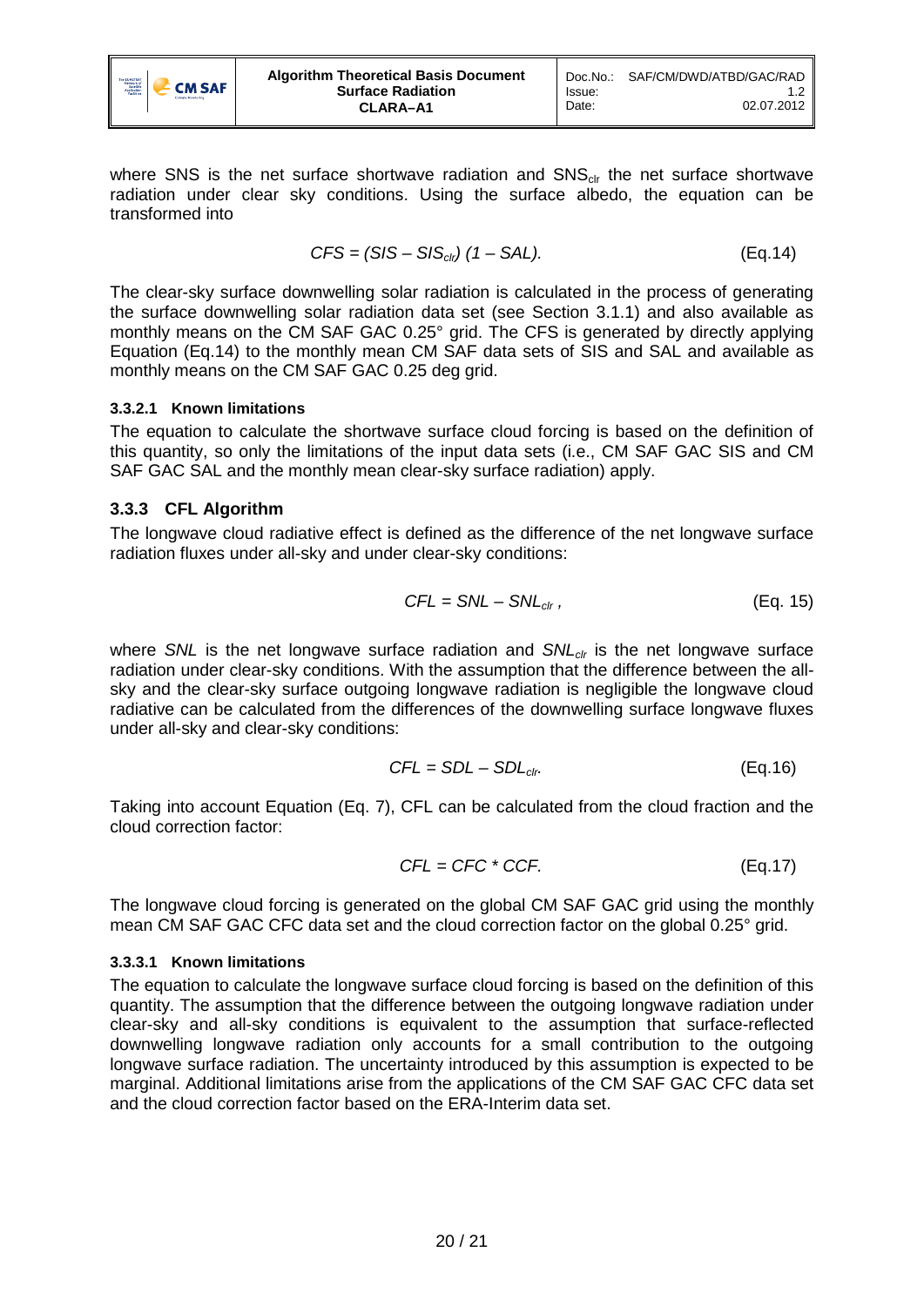where SNS is the net surface shortwave radiation and $SNS_{clr}$ the net surface shortwave radiation under clear sky conditions. Using the surface albedo, the equation can be transformed into

$$CFS = (SIS - SIS_{clr})\,(1 - SAL). \qquad \text{(Eq.14)}$$

The clear-sky surface downwelling solar radiation is calculated in the process of generating the surface downwelling solar radiation data set (see Section 3.1.1) and also available as monthly means on the CM SAF GAC 0.25° grid. The CFS is generated by directly applying Equation (Eq.14) to the monthly mean CM SAF data sets of SIS and SAL and available as monthly means on the CM SAF GAC 0.25 deg grid.

#### 3.3.2.1 Known limitations

The equation to calculate the shortwave surface cloud forcing is based on the definition of this quantity, so only the limitations of the input data sets (i.e., CM SAF GAC SIS and CM SAF GAC SAL and the monthly mean clear-sky surface radiation) apply.

### 3.3.3 CFL Algorithm

The longwave cloud radiative effect is defined as the difference of the net longwave surface radiation fluxes under all-sky and under clear-sky conditions:

$$CFL = SNL - SNL_{clr}\,, \qquad \text{(Eq. 15)}$$

where $SNL$ is the net longwave surface radiation and $SNL_{clr}$ is the net longwave surface radiation under clear-sky conditions. With the assumption that the difference between the all-sky and the clear-sky surface outgoing longwave radiation is negligible the longwave cloud radiative can be calculated from the differences of the downwelling surface longwave fluxes under all-sky and clear-sky conditions:

$$CFL = SDL - SDL_{clr}. \qquad \text{(Eq.16)}$$

Taking into account Equation (Eq. 7), CFL can be calculated from the cloud fraction and the cloud correction factor:

$$CFL = CFC * CCF. \qquad \text{(Eq.17)}$$

The longwave cloud forcing is generated on the global CM SAF GAC grid using the monthly mean CM SAF GAC CFC data set and the cloud correction factor on the global 0.25° grid.

#### 3.3.3.1 Known limitations

The equation to calculate the longwave surface cloud forcing is based on the definition of this quantity. The assumption that the difference between the outgoing longwave radiation under clear-sky and all-sky conditions is equivalent to the assumption that surface-reflected downwelling longwave radiation only accounts for a small contribution to the outgoing longwave surface radiation. The uncertainty introduced by this assumption is expected to be marginal. Additional limitations arise from the applications of the CM SAF GAC CFC data set and the cloud correction factor based on the ERA-Interim data set.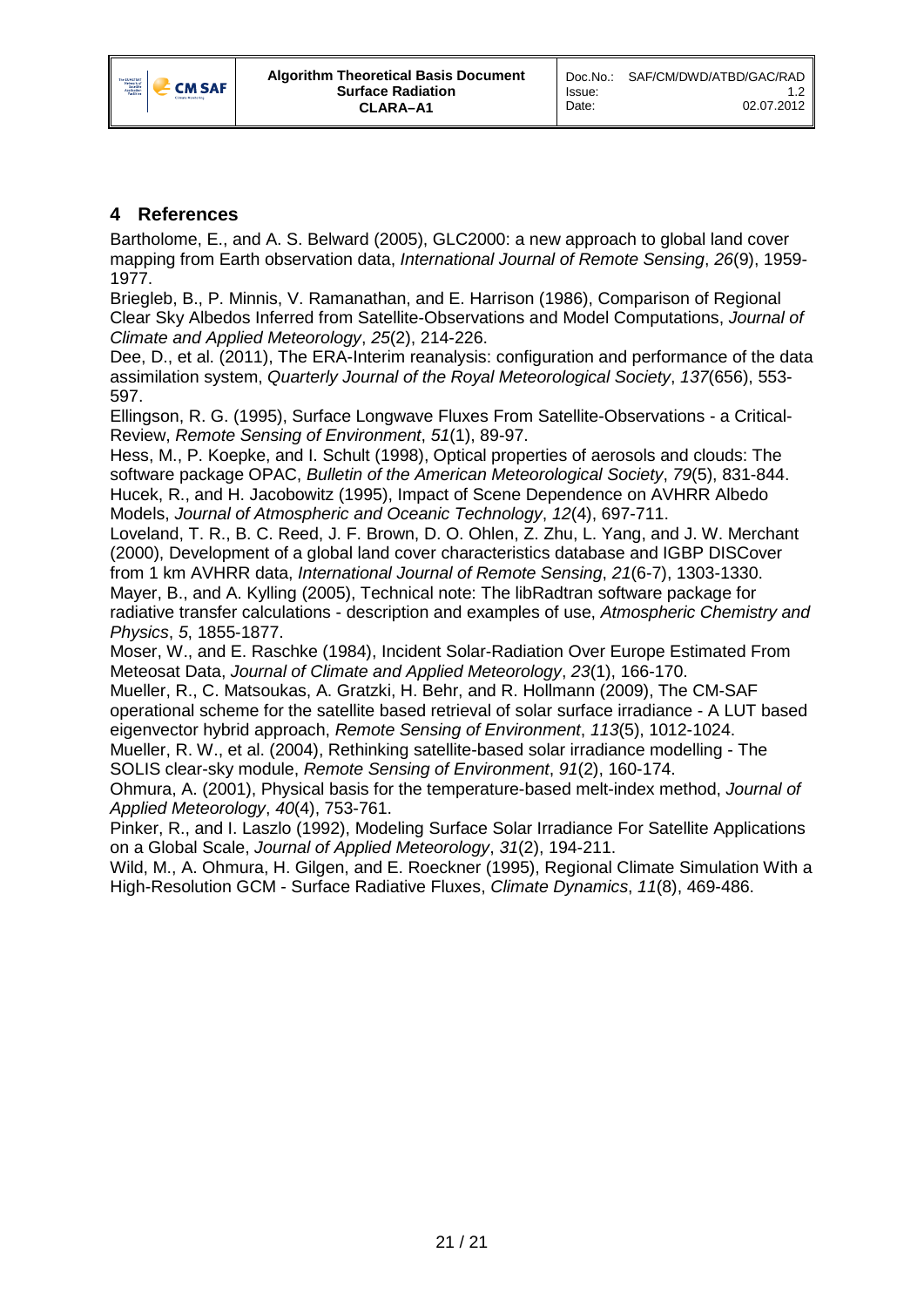# 4 References

Bartholome, E., and A. S. Belward (2005), GLC2000: a new approach to global land cover mapping from Earth observation data, *International Journal of Remote Sensing*, *26*(9), 1959-1977.

Briegleb, B., P. Minnis, V. Ramanathan, and E. Harrison (1986), Comparison of Regional Clear Sky Albedos Inferred from Satellite-Observations and Model Computations, *Journal of Climate and Applied Meteorology*, *25*(2), 214-226.

Dee, D., et al. (2011), The ERA-Interim reanalysis: configuration and performance of the data assimilation system, *Quarterly Journal of the Royal Meteorological Society*, *137*(656), 553-597.

Ellingson, R. G. (1995), Surface Longwave Fluxes From Satellite-Observations - a Critical-Review, *Remote Sensing of Environment*, *51*(1), 89-97.

Hess, M., P. Koepke, and I. Schult (1998), Optical properties of aerosols and clouds: The software package OPAC, *Bulletin of the American Meteorological Society*, *79*(5), 831-844.

Hucek, R., and H. Jacobowitz (1995), Impact of Scene Dependence on AVHRR Albedo Models, *Journal of Atmospheric and Oceanic Technology*, *12*(4), 697-711.

Loveland, T. R., B. C. Reed, J. F. Brown, D. O. Ohlen, Z. Zhu, L. Yang, and J. W. Merchant (2000), Development of a global land cover characteristics database and IGBP DISCover from 1 km AVHRR data, *International Journal of Remote Sensing*, *21*(6-7), 1303-1330.

Mayer, B., and A. Kylling (2005), Technical note: The libRadtran software package for radiative transfer calculations - description and examples of use, *Atmospheric Chemistry and Physics*, *5*, 1855-1877.

Moser, W., and E. Raschke (1984), Incident Solar-Radiation Over Europe Estimated From Meteosat Data, *Journal of Climate and Applied Meteorology*, *23*(1), 166-170.

Mueller, R., C. Matsoukas, A. Gratzki, H. Behr, and R. Hollmann (2009), The CM-SAF operational scheme for the satellite based retrieval of solar surface irradiance - A LUT based eigenvector hybrid approach, *Remote Sensing of Environment*, *113*(5), 1012-1024.

Mueller, R. W., et al. (2004), Rethinking satellite-based solar irradiance modelling - The SOLIS clear-sky module, *Remote Sensing of Environment*, *91*(2), 160-174.

Ohmura, A. (2001), Physical basis for the temperature-based melt-index method, *Journal of Applied Meteorology*, *40*(4), 753-761.

Pinker, R., and I. Laszlo (1992), Modeling Surface Solar Irradiance For Satellite Applications on a Global Scale, *Journal of Applied Meteorology*, *31*(2), 194-211.

Wild, M., A. Ohmura, H. Gilgen, and E. Roeckner (1995), Regional Climate Simulation With a High-Resolution GCM - Surface Radiative Fluxes, *Climate Dynamics*, *11*(8), 469-486.